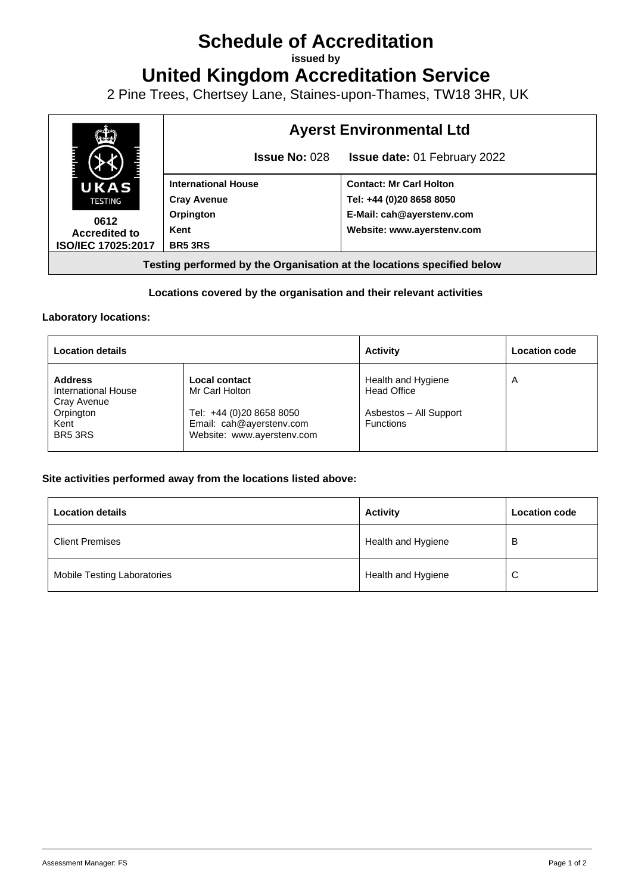# Schedule of Accreditation

**issued by**

# United Kingdom Accreditation Service

2 Pine Trees, Chertsey Lane, Staines-upon-Thames, TW18 3HR, UK

| UKAS TESTING<br>**0612**<br>**Accredited to ISO/IEC 17025:2017** | **Ayerst Environmental Ltd**<br>**Issue No:** 028 **Issue date:** 01 February 2022 | |
|---|---|---|
| | **International House**<br>**Cray Avenue**<br>**Orpington**<br>**Kent**<br>**BR5 3RS** | **Contact: Mr Carl Holton**<br>**Tel: +44 (0)20 8658 8050**<br>**E-Mail: cah@ayerstenv.com**<br>**Website: www.ayerstenv.com** |

**Testing performed by the Organisation at the locations specified below**

**Locations covered by the organisation and their relevant activities**

**Laboratory locations:**

| Location details | | Activity | Location code |
|---|---|---|---|
| **Address**<br>International House<br>Cray Avenue<br>Orpington<br>Kent<br>BR5 3RS | **Local contact**<br>Mr Carl Holton<br><br>Tel: +44 (0)20 8658 8050<br>Email: cah@ayerstenv.com<br>Website: www.ayerstenv.com | Health and Hygiene<br>Head Office<br><br>Asbestos – All Support Functions | A |

**Site activities performed away from the locations listed above:**

| Location details | Activity | Location code |
|---|---|---|
| Client Premises | Health and Hygiene | B |
| Mobile Testing Laboratories | Health and Hygiene | C |

Assessment Manager: FS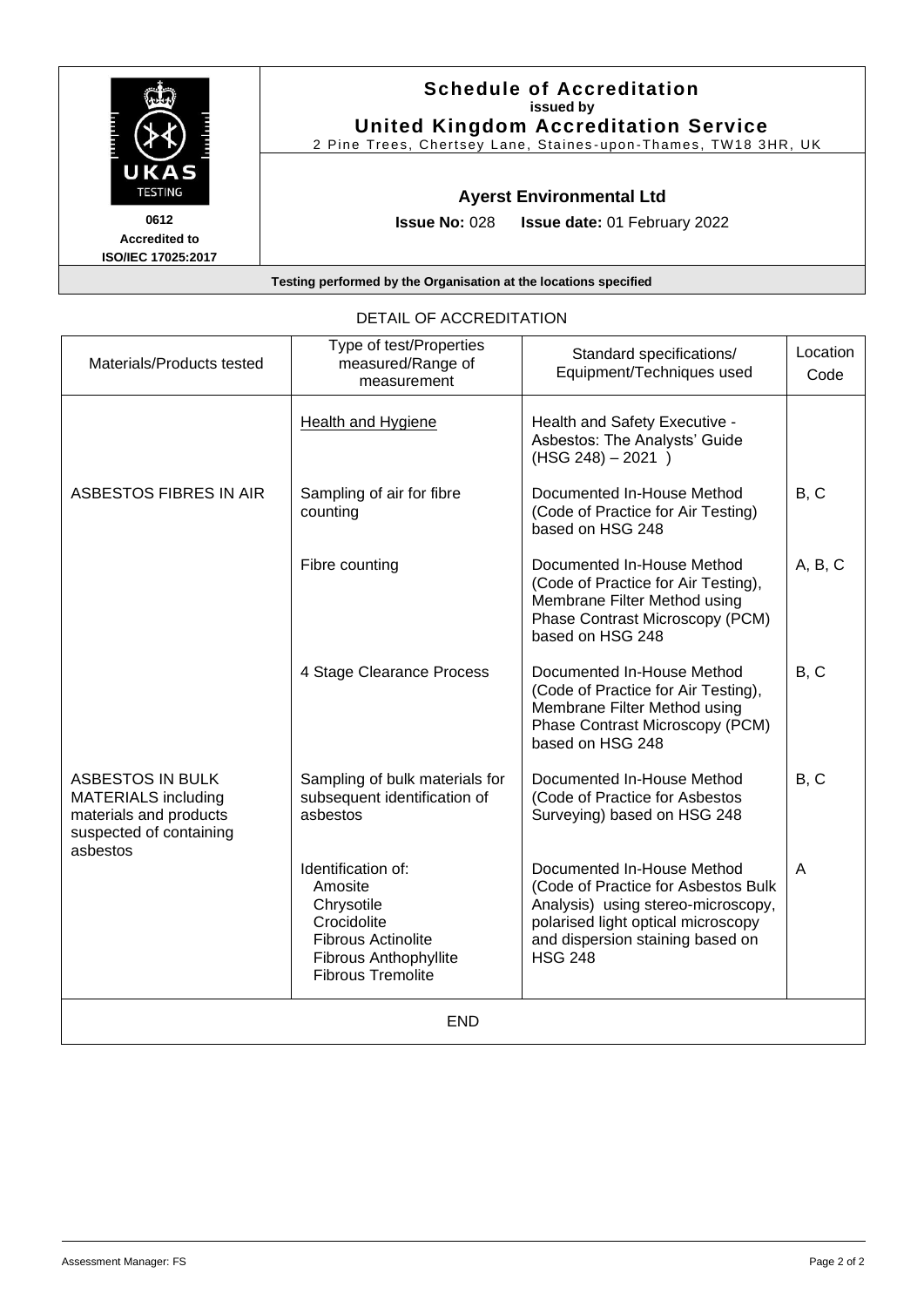**Schedule of Accreditation**
**issued by**
**United Kingdom Accreditation Service**
2 Pine Trees, Chertsey Lane, Staines-upon-Thames, TW18 3HR, UK

UKAS TESTING
**0612**
**Accredited to**
**ISO/IEC 17025:2017**

**Ayerst Environmental Ltd**

**Issue No:** 028 **Issue date:** 01 February 2022

**Testing performed by the Organisation at the locations specified**

DETAIL OF ACCREDITATION

| Materials/Products tested | Type of test/Properties measured/Range of measurement | Standard specifications/ Equipment/Techniques used | Location Code |
|---|---|---|---|
| | Health and Hygiene | Health and Safety Executive - Asbestos: The Analysts' Guide (HSG 248) – 2021 ) | |
| ASBESTOS FIBRES IN AIR | Sampling of air for fibre counting | Documented In-House Method (Code of Practice for Air Testing) based on HSG 248 | B, C |
| | Fibre counting | Documented In-House Method (Code of Practice for Air Testing), Membrane Filter Method using Phase Contrast Microscopy (PCM) based on HSG 248 | A, B, C |
| | 4 Stage Clearance Process | Documented In-House Method (Code of Practice for Air Testing), Membrane Filter Method using Phase Contrast Microscopy (PCM) based on HSG 248 | B, C |
| ASBESTOS IN BULK MATERIALS including materials and products suspected of containing asbestos | Sampling of bulk materials for subsequent identification of asbestos | Documented In-House Method (Code of Practice for Asbestos Surveying) based on HSG 248 | B, C |
| | Identification of: Amosite, Chrysotile, Crocidolite, Fibrous Actinolite, Fibrous Anthophyllite, Fibrous Tremolite | Documented In-House Method (Code of Practice for Asbestos Bulk Analysis) using stereo-microscopy, polarised light optical microscopy and dispersion staining based on HSG 248 | A |

END

Assessment Manager: FS